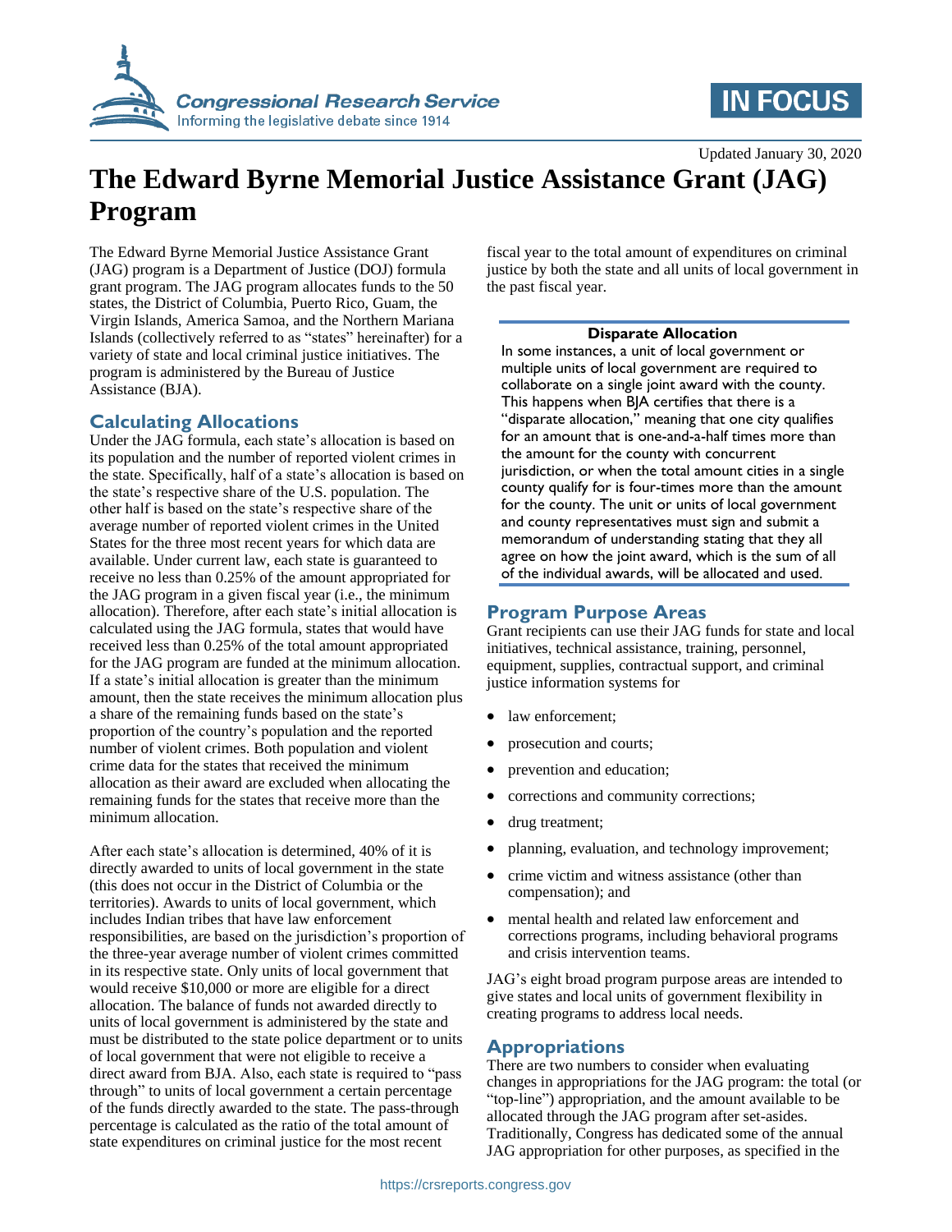Updated January 30, 2020

# The Edward Byrne Memorial Justice Assistance Grant (JAG) Program

The Edward Byrne Memorial Justice Assistance Grant (JAG) program is a Department of Justice (DOJ) formula grant program. The JAG program allocates funds to the 50 states, the District of Columbia, Puerto Rico, Guam, the Virgin Islands, America Samoa, and the Northern Mariana Islands (collectively referred to as "states" hereinafter) for a variety of state and local criminal justice initiatives. The program is administered by the Bureau of Justice Assistance (BJA).

## Calculating Allocations

Under the JAG formula, each state's allocation is based on its population and the number of reported violent crimes in the state. Specifically, half of a state's allocation is based on the state's respective share of the U.S. population. The other half is based on the state's respective share of the average number of reported violent crimes in the United States for the three most recent years for which data are available. Under current law, each state is guaranteed to receive no less than 0.25% of the amount appropriated for the JAG program in a given fiscal year (i.e., the minimum allocation). Therefore, after each state's initial allocation is calculated using the JAG formula, states that would have received less than 0.25% of the total amount appropriated for the JAG program are funded at the minimum allocation. If a state's initial allocation is greater than the minimum amount, then the state receives the minimum allocation plus a share of the remaining funds based on the state's proportion of the country's population and the reported number of violent crimes. Both population and violent crime data for the states that received the minimum allocation as their award are excluded when allocating the remaining funds for the states that receive more than the minimum allocation.

After each state's allocation is determined, 40% of it is directly awarded to units of local government in the state (this does not occur in the District of Columbia or the territories). Awards to units of local government, which includes Indian tribes that have law enforcement responsibilities, are based on the jurisdiction's proportion of the three-year average number of violent crimes committed in its respective state. Only units of local government that would receive $10,000 or more are eligible for a direct allocation. The balance of funds not awarded directly to units of local government is administered by the state and must be distributed to the state police department or to units of local government that were not eligible to receive a direct award from BJA. Also, each state is required to "pass through" to units of local government a certain percentage of the funds directly awarded to the state. The pass-through percentage is calculated as the ratio of the total amount of state expenditures on criminal justice for the most recent fiscal year to the total amount of expenditures on criminal justice by both the state and all units of local government in the past fiscal year.

> **Disparate Allocation**
>
> In some instances, a unit of local government or multiple units of local government are required to collaborate on a single joint award with the county. This happens when BJA certifies that there is a "disparate allocation," meaning that one city qualifies for an amount that is one-and-a-half times more than the amount for the county with concurrent jurisdiction, or when the total amount cities in a single county qualify for is four-times more than the amount for the county. The unit or units of local government and county representatives must sign and submit a memorandum of understanding stating that they all agree on how the joint award, which is the sum of all of the individual awards, will be allocated and used.

## Program Purpose Areas

Grant recipients can use their JAG funds for state and local initiatives, technical assistance, training, personnel, equipment, supplies, contractual support, and criminal justice information systems for

- law enforcement;
- prosecution and courts;
- prevention and education;
- corrections and community corrections;
- drug treatment;
- planning, evaluation, and technology improvement;
- crime victim and witness assistance (other than compensation); and
- mental health and related law enforcement and corrections programs, including behavioral programs and crisis intervention teams.

JAG's eight broad program purpose areas are intended to give states and local units of government flexibility in creating programs to address local needs.

## Appropriations

There are two numbers to consider when evaluating changes in appropriations for the JAG program: the total (or "top-line") appropriation, and the amount available to be allocated through the JAG program after set-asides. Traditionally, Congress has dedicated some of the annual JAG appropriation for other purposes, as specified in the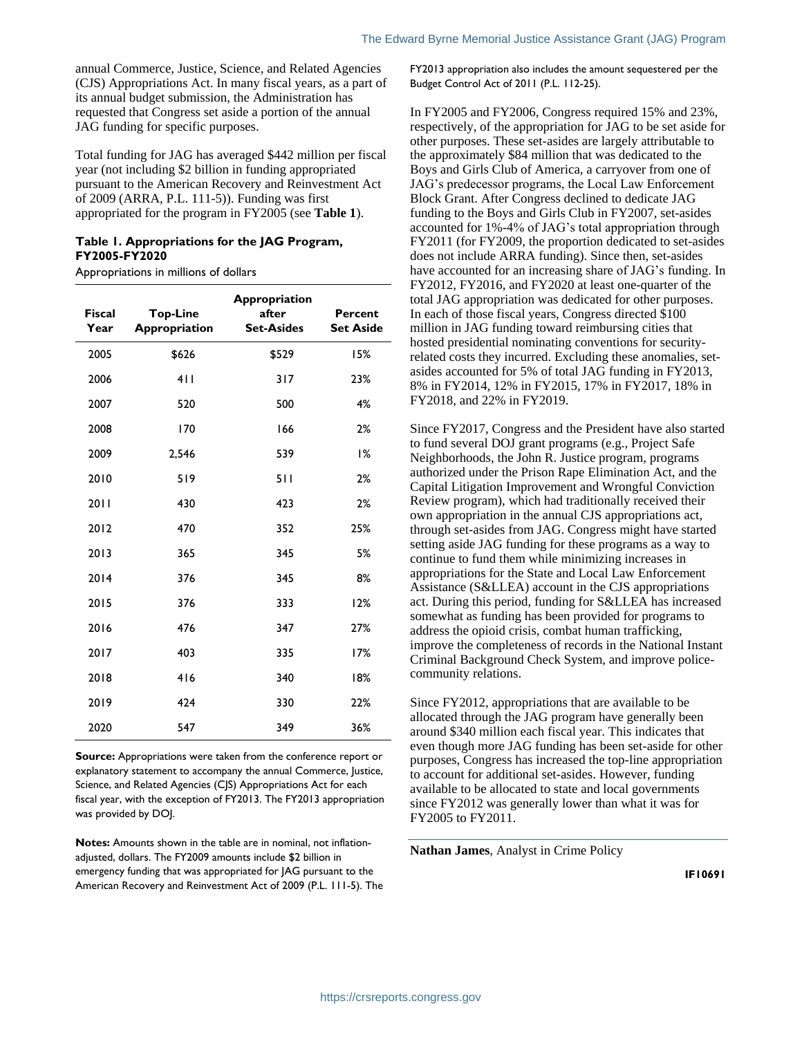annual Commerce, Justice, Science, and Related Agencies (CJS) Appropriations Act. In many fiscal years, as a part of its annual budget submission, the Administration has requested that Congress set aside a portion of the annual JAG funding for specific purposes.

Total funding for JAG has averaged $442 million per fiscal year (not including $2 billion in funding appropriated pursuant to the American Recovery and Reinvestment Act of 2009 (ARRA, P.L. 111-5)). Funding was first appropriated for the program in FY2005 (see **Table 1**).

**Table 1. Appropriations for the JAG Program, FY2005-FY2020**

Appropriations in millions of dollars

| Fiscal Year | Top-Line Appropriation | Appropriation after Set-Asides | Percent Set Aside |
|---|---|---|---|
| 2005 | $626 | $529 | 15% |
| 2006 | 411 | 317 | 23% |
| 2007 | 520 | 500 | 4% |
| 2008 | 170 | 166 | 2% |
| 2009 | 2,546 | 539 | 1% |
| 2010 | 519 | 511 | 2% |
| 2011 | 430 | 423 | 2% |
| 2012 | 470 | 352 | 25% |
| 2013 | 365 | 345 | 5% |
| 2014 | 376 | 345 | 8% |
| 2015 | 376 | 333 | 12% |
| 2016 | 476 | 347 | 27% |
| 2017 | 403 | 335 | 17% |
| 2018 | 416 | 340 | 18% |
| 2019 | 424 | 330 | 22% |
| 2020 | 547 | 349 | 36% |

**Source:** Appropriations were taken from the conference report or explanatory statement to accompany the annual Commerce, Justice, Science, and Related Agencies (CJS) Appropriations Act for each fiscal year, with the exception of FY2013. The FY2013 appropriation was provided by DOJ.

**Notes:** Amounts shown in the table are in nominal, not inflation-adjusted, dollars. The FY2009 amounts include $2 billion in emergency funding that was appropriated for JAG pursuant to the American Recovery and Reinvestment Act of 2009 (P.L. 111-5). The FY2013 appropriation also includes the amount sequestered per the Budget Control Act of 2011 (P.L. 112-25).

In FY2005 and FY2006, Congress required 15% and 23%, respectively, of the appropriation for JAG to be set aside for other purposes. These set-asides are largely attributable to the approximately $84 million that was dedicated to the Boys and Girls Club of America, a carryover from one of JAG's predecessor programs, the Local Law Enforcement Block Grant. After Congress declined to dedicate JAG funding to the Boys and Girls Club in FY2007, set-asides accounted for 1%-4% of JAG's total appropriation through FY2011 (for FY2009, the proportion dedicated to set-asides does not include ARRA funding). Since then, set-asides have accounted for an increasing share of JAG's funding. In FY2012, FY2016, and FY2020 at least one-quarter of the total JAG appropriation was dedicated for other purposes. In each of those fiscal years, Congress directed $100 million in JAG funding toward reimbursing cities that hosted presidential nominating conventions for security-related costs they incurred. Excluding these anomalies, set-asides accounted for 5% of total JAG funding in FY2013, 8% in FY2014, 12% in FY2015, 17% in FY2017, 18% in FY2018, and 22% in FY2019.

Since FY2017, Congress and the President have also started to fund several DOJ grant programs (e.g., Project Safe Neighborhoods, the John R. Justice program, programs authorized under the Prison Rape Elimination Act, and the Capital Litigation Improvement and Wrongful Conviction Review program), which had traditionally received their own appropriation in the annual CJS appropriations act, through set-asides from JAG. Congress might have started setting aside JAG funding for these programs as a way to continue to fund them while minimizing increases in appropriations for the State and Local Law Enforcement Assistance (S&LLEA) account in the CJS appropriations act. During this period, funding for S&LLEA has increased somewhat as funding has been provided for programs to address the opioid crisis, combat human trafficking, improve the completeness of records in the National Instant Criminal Background Check System, and improve police-community relations.

Since FY2012, appropriations that are available to be allocated through the JAG program have generally been around $340 million each fiscal year. This indicates that even though more JAG funding has been set-aside for other purposes, Congress has increased the top-line appropriation to account for additional set-asides. However, funding available to be allocated to state and local governments since FY2012 was generally lower than what it was for FY2005 to FY2011.

**Nathan James**, Analyst in Crime Policy

**IF10691**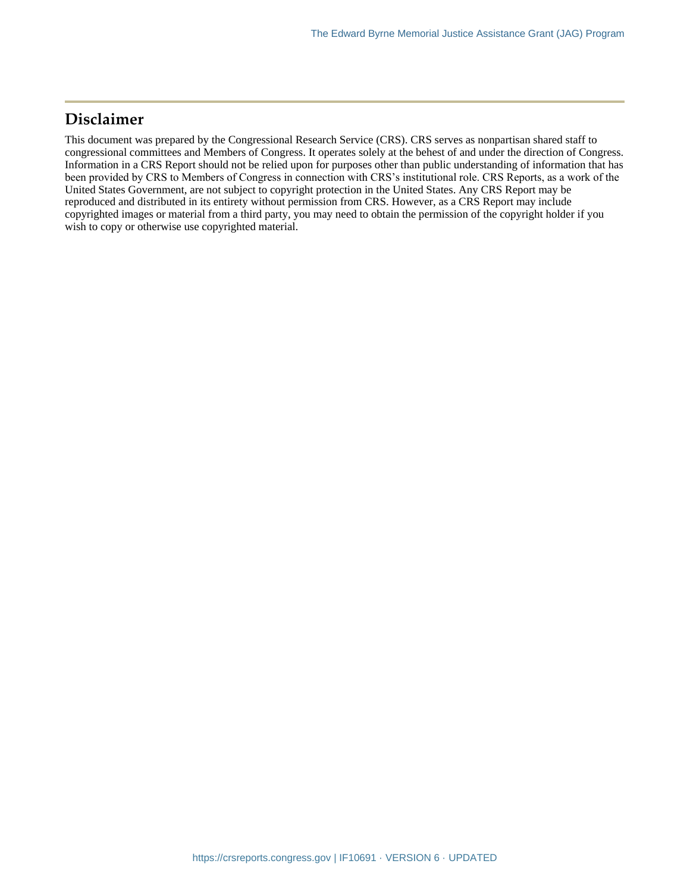## Disclaimer

This document was prepared by the Congressional Research Service (CRS). CRS serves as nonpartisan shared staff to congressional committees and Members of Congress. It operates solely at the behest of and under the direction of Congress. Information in a CRS Report should not be relied upon for purposes other than public understanding of information that has been provided by CRS to Members of Congress in connection with CRS's institutional role. CRS Reports, as a work of the United States Government, are not subject to copyright protection in the United States. Any CRS Report may be reproduced and distributed in its entirety without permission from CRS. However, as a CRS Report may include copyrighted images or material from a third party, you may need to obtain the permission of the copyright holder if you wish to copy or otherwise use copyrighted material.